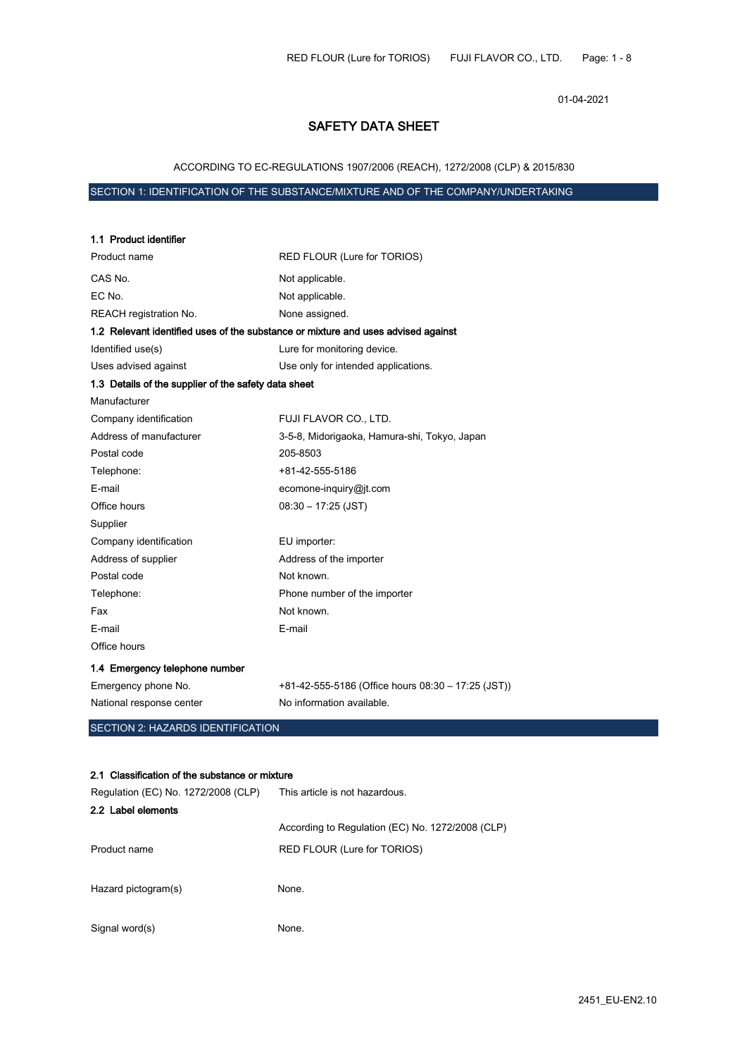01-04-2021

# SAFETY DATA SHEET

ACCORDING TO EC-REGULATIONS 1907/2006 (REACH), 1272/2008 (CLP) & 2015/830

## SECTION 1: IDENTIFICATION OF THE SUBSTANCE/MIXTURE AND OF THE COMPANY/UNDERTAKING

### 1.1 Product identifier

| | |
|---|---|
| Product name | RED FLOUR (Lure for TORIOS) |
| CAS No. | Not applicable. |
| EC No. | Not applicable. |
| REACH registration No. | None assigned. |

### 1.2 Relevant identified uses of the substance or mixture and uses advised against

| | |
|---|---|
| Identified use(s) | Lure for monitoring device. |
| Uses advised against | Use only for intended applications. |

### 1.3 Details of the supplier of the safety data sheet

Manufacturer

| | |
|---|---|
| Company identification | FUJI FLAVOR CO., LTD. |
| Address of manufacturer | 3-5-8, Midorigaoka, Hamura-shi, Tokyo, Japan |
| Postal code | 205-8503 |
| Telephone: | +81-42-555-5186 |
| E-mail | ecomone-inquiry@jt.com |
| Office hours | 08:30 – 17:25 (JST) |

Supplier

| | |
|---|---|
| Company identification | EU importer: |
| Address of supplier | Address of the importer |
| Postal code | Not known. |
| Telephone: | Phone number of the importer |
| Fax | Not known. |
| E-mail | E-mail |
| Office hours | |

### 1.4 Emergency telephone number

| | |
|---|---|
| Emergency phone No. | +81-42-555-5186 (Office hours 08:30 – 17:25 (JST)) |
| National response center | No information available. |

## SECTION 2: HAZARDS IDENTIFICATION

### 2.1 Classification of the substance or mixture

| | |
|---|---|
| Regulation (EC) No. 1272/2008 (CLP) | This article is not hazardous. |

### 2.2 Label elements

| | |
|---|---|
| | According to Regulation (EC) No. 1272/2008 (CLP) |
| Product name | RED FLOUR (Lure for TORIOS) |
| Hazard pictogram(s) | None. |
| Signal word(s) | None. |

2451_EU-EN2.10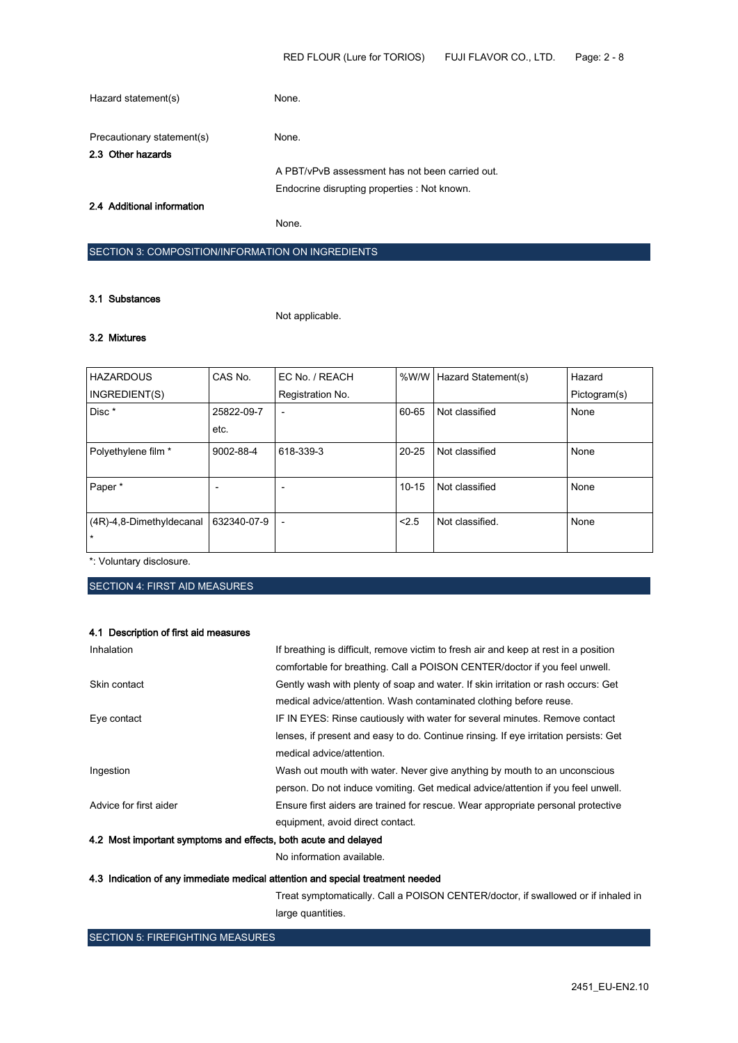Hazard statement(s) None.

Precautionary statement(s) None.

### 2.3 Other hazards

A PBT/vPvB assessment has not been carried out.

Endocrine disrupting properties : Not known.

### 2.4 Additional information

None.

## SECTION 3: COMPOSITION/INFORMATION ON INGREDIENTS

### 3.1 Substances

Not applicable.

### 3.2 Mixtures

| HAZARDOUS INGREDIENT(S) | CAS No. | EC No. / REACH Registration No. | %W/W | Hazard Statement(s) | Hazard Pictogram(s) |
|---|---|---|---|---|---|
| Disc * | 25822-09-7 etc. | - | 60-65 | Not classified | None |
| Polyethylene film * | 9002-88-4 | 618-339-3 | 20-25 | Not classified | None |
| Paper * | - | - | 10-15 | Not classified | None |
| (4R)-4,8-Dimethyldecanal * | 632340-07-9 | - | <2.5 | Not classified. | None |

*: Voluntary disclosure.

## SECTION 4: FIRST AID MEASURES

### 4.1 Description of first aid measures

Inhalation: If breathing is difficult, remove victim to fresh air and keep at rest in a position comfortable for breathing. Call a POISON CENTER/doctor if you feel unwell.

Skin contact: Gently wash with plenty of soap and water. If skin irritation or rash occurs: Get medical advice/attention. Wash contaminated clothing before reuse.

Eye contact: IF IN EYES: Rinse cautiously with water for several minutes. Remove contact lenses, if present and easy to do. Continue rinsing. If eye irritation persists: Get medical advice/attention.

Ingestion: Wash out mouth with water. Never give anything by mouth to an unconscious person. Do not induce vomiting. Get medical advice/attention if you feel unwell.

Advice for first aider: Ensure first aiders are trained for rescue. Wear appropriate personal protective equipment, avoid direct contact.

### 4.2 Most important symptoms and effects, both acute and delayed

No information available.

### 4.3 Indication of any immediate medical attention and special treatment needed

Treat symptomatically. Call a POISON CENTER/doctor, if swallowed or if inhaled in large quantities.

## SECTION 5: FIREFIGHTING MEASURES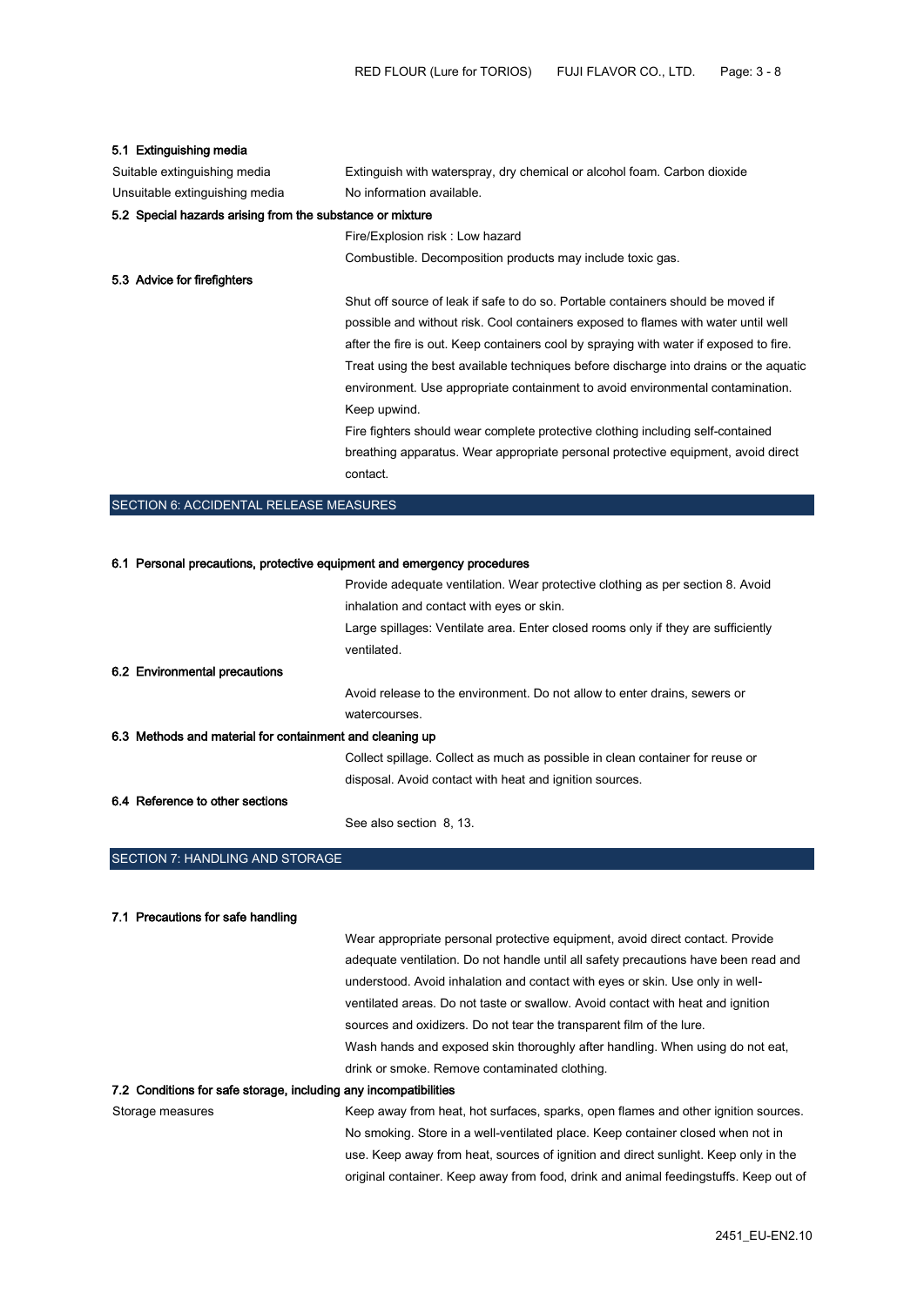### 5.1 Extinguishing media

| | |
|---|---|
| Suitable extinguishing media | Extinguish with waterspray, dry chemical or alcohol foam. Carbon dioxide |
| Unsuitable extinguishing media | No information available. |

### 5.2 Special hazards arising from the substance or mixture

Fire/Explosion risk : Low hazard

Combustible. Decomposition products may include toxic gas.

### 5.3 Advice for firefighters

Shut off source of leak if safe to do so. Portable containers should be moved if possible and without risk. Cool containers exposed to flames with water until well after the fire is out. Keep containers cool by spraying with water if exposed to fire. Treat using the best available techniques before discharge into drains or the aquatic environment. Use appropriate containment to avoid environmental contamination. Keep upwind.

Fire fighters should wear complete protective clothing including self-contained breathing apparatus. Wear appropriate personal protective equipment, avoid direct contact.

## SECTION 6: ACCIDENTAL RELEASE MEASURES

### 6.1 Personal precautions, protective equipment and emergency procedures

Provide adequate ventilation. Wear protective clothing as per section 8. Avoid inhalation and contact with eyes or skin.

Large spillages: Ventilate area. Enter closed rooms only if they are sufficiently ventilated.

### 6.2 Environmental precautions

Avoid release to the environment. Do not allow to enter drains, sewers or watercourses.

### 6.3 Methods and material for containment and cleaning up

Collect spillage. Collect as much as possible in clean container for reuse or disposal. Avoid contact with heat and ignition sources.

### 6.4 Reference to other sections

See also section 8, 13.

## SECTION 7: HANDLING AND STORAGE

### 7.1 Precautions for safe handling

Wear appropriate personal protective equipment, avoid direct contact. Provide adequate ventilation. Do not handle until all safety precautions have been read and understood. Avoid inhalation and contact with eyes or skin. Use only in well-ventilated areas. Do not taste or swallow. Avoid contact with heat and ignition sources and oxidizers. Do not tear the transparent film of the lure.

Wash hands and exposed skin thoroughly after handling. When using do not eat, drink or smoke. Remove contaminated clothing.

### 7.2 Conditions for safe storage, including any incompatibilities

| | |
|---|---|
| Storage measures | Keep away from heat, hot surfaces, sparks, open flames and other ignition sources. No smoking. Store in a well-ventilated place. Keep container closed when not in use. Keep away from heat, sources of ignition and direct sunlight. Keep only in the original container. Keep away from food, drink and animal feedingstuffs. Keep out of |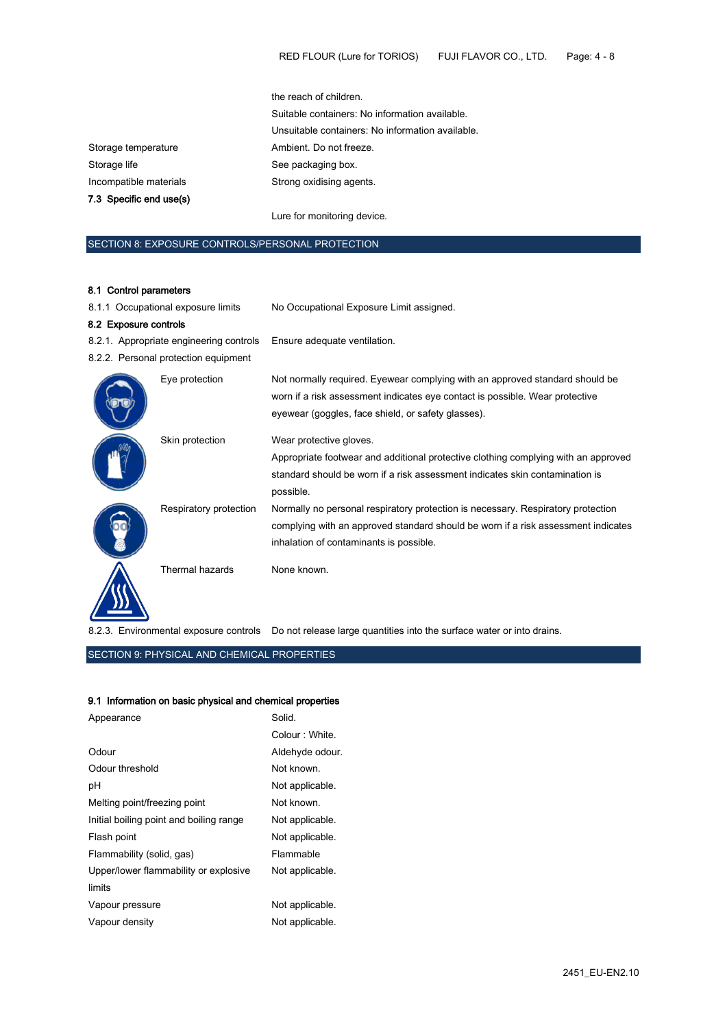the reach of children.

Suitable containers: No information available.

Unsuitable containers: No information available.

| | |
|---|---|
| Storage temperature | Ambient. Do not freeze. |
| Storage life | See packaging box. |
| Incompatible materials | Strong oxidising agents. |

**7.3 Specific end use(s)**

Lure for monitoring device.

## SECTION 8: EXPOSURE CONTROLS/PERSONAL PROTECTION

**8.1 Control parameters**

| | |
|---|---|
| 8.1.1 Occupational exposure limits | No Occupational Exposure Limit assigned. |

**8.2 Exposure controls**

| | |
|---|---|
| 8.2.1. Appropriate engineering controls | Ensure adequate ventilation. |
| 8.2.2. Personal protection equipment | |
| Eye protection | Not normally required. Eyewear complying with an approved standard should be worn if a risk assessment indicates eye contact is possible. Wear protective eyewear (goggles, face shield, or safety glasses). |
| Skin protection | Wear protective gloves. Appropriate footwear and additional protective clothing complying with an approved standard should be worn if a risk assessment indicates skin contamination is possible. |
| Respiratory protection | Normally no personal respiratory protection is necessary. Respiratory protection complying with an approved standard should be worn if a risk assessment indicates inhalation of contaminants is possible. |
| Thermal hazards | None known. |
| 8.2.3. Environmental exposure controls | Do not release large quantities into the surface water or into drains. |

## SECTION 9: PHYSICAL AND CHEMICAL PROPERTIES

**9.1 Information on basic physical and chemical properties**

| | |
|---|---|
| Appearance | Solid.<br>Colour : White. |
| Odour | Aldehyde odour. |
| Odour threshold | Not known. |
| pH | Not applicable. |
| Melting point/freezing point | Not known. |
| Initial boiling point and boiling range | Not applicable. |
| Flash point | Not applicable. |
| Flammability (solid, gas) | Flammable |
| Upper/lower flammability or explosive limits | Not applicable. |
| Vapour pressure | Not applicable. |
| Vapour density | Not applicable. |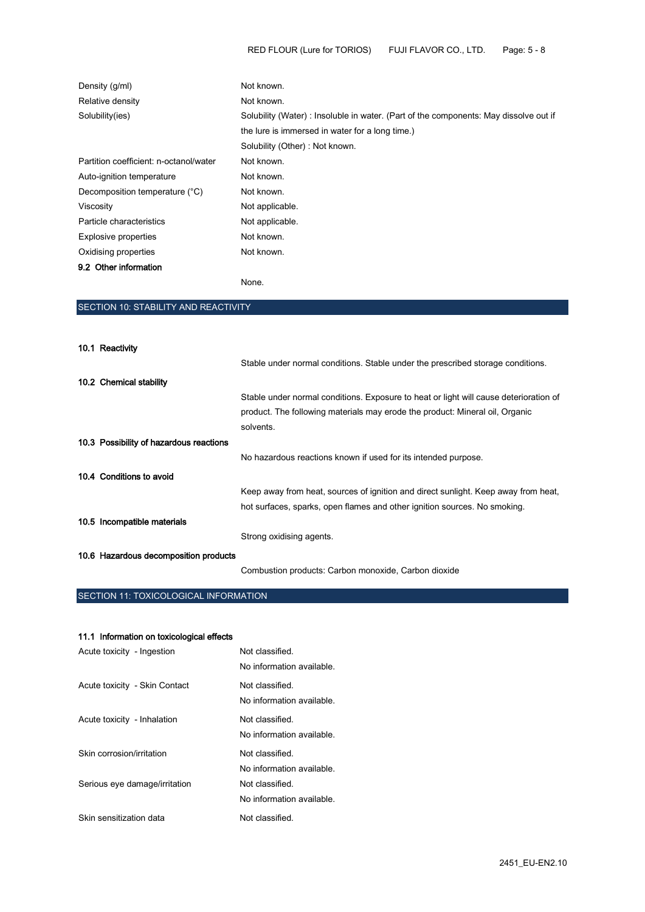| | |
|---|---|
| Density (g/ml) | Not known. |
| Relative density | Not known. |
| Solubility(ies) | Solubility (Water) : Insoluble in water. (Part of the components: May dissolve out if the lure is immersed in water for a long time.)<br>Solubility (Other) : Not known. |
| Partition coefficient: n-octanol/water | Not known. |
| Auto-ignition temperature | Not known. |
| Decomposition temperature (°C) | Not known. |
| Viscosity | Not applicable. |
| Particle characteristics | Not applicable. |
| Explosive properties | Not known. |
| Oxidising properties | Not known. |

**9.2 Other information**

None.

## SECTION 10: STABILITY AND REACTIVITY

**10.1 Reactivity**

Stable under normal conditions. Stable under the prescribed storage conditions.

**10.2 Chemical stability**

Stable under normal conditions. Exposure to heat or light will cause deterioration of product. The following materials may erode the product: Mineral oil, Organic solvents.

**10.3 Possibility of hazardous reactions**

No hazardous reactions known if used for its intended purpose.

**10.4 Conditions to avoid**

Keep away from heat, sources of ignition and direct sunlight. Keep away from heat, hot surfaces, sparks, open flames and other ignition sources. No smoking.

**10.5 Incompatible materials**

Strong oxidising agents.

**10.6 Hazardous decomposition products**

Combustion products: Carbon monoxide, Carbon dioxide

## SECTION 11: TOXICOLOGICAL INFORMATION

**11.1 Information on toxicological effects**

| | |
|---|---|
| Acute toxicity - Ingestion | Not classified.<br>No information available. |
| Acute toxicity - Skin Contact | Not classified.<br>No information available. |
| Acute toxicity - Inhalation | Not classified.<br>No information available. |
| Skin corrosion/irritation | Not classified.<br>No information available. |
| Serious eye damage/irritation | Not classified.<br>No information available. |
| Skin sensitization data | Not classified. |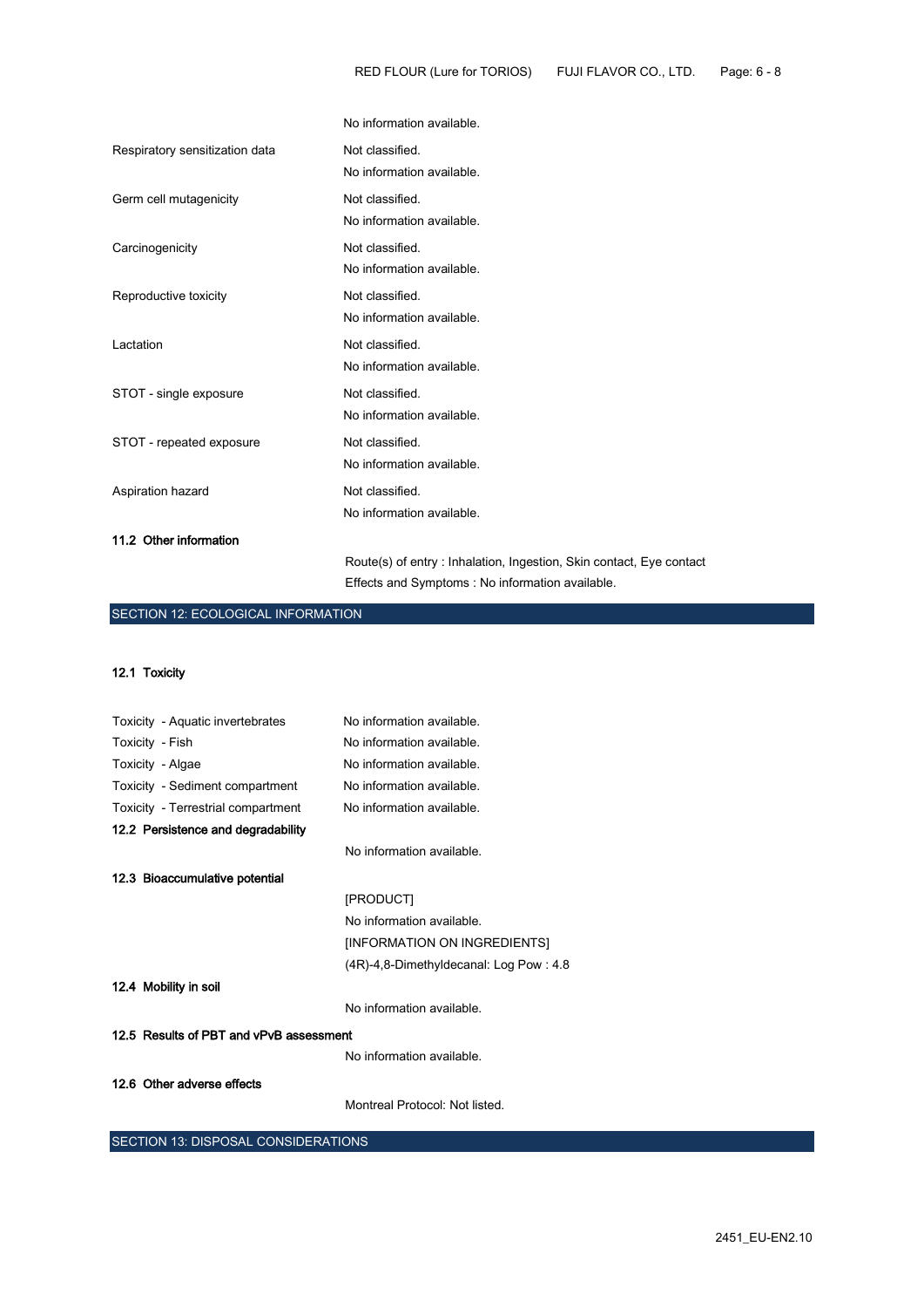| | |
|---|---|
| | No information available. |
| Respiratory sensitization data | Not classified.<br>No information available. |
| Germ cell mutagenicity | Not classified.<br>No information available. |
| Carcinogenicity | Not classified.<br>No information available. |
| Reproductive toxicity | Not classified.<br>No information available. |
| Lactation | Not classified.<br>No information available. |
| STOT - single exposure | Not classified.<br>No information available. |
| STOT - repeated exposure | Not classified.<br>No information available. |
| Aspiration hazard | Not classified.<br>No information available. |

### 11.2 Other information

Route(s) of entry : Inhalation, Ingestion, Skin contact, Eye contact

Effects and Symptoms : No information available.

## SECTION 12: ECOLOGICAL INFORMATION

### 12.1 Toxicity

| | |
|---|---|
| Toxicity - Aquatic invertebrates | No information available. |
| Toxicity - Fish | No information available. |
| Toxicity - Algae | No information available. |
| Toxicity - Sediment compartment | No information available. |
| Toxicity - Terrestrial compartment | No information available. |

### 12.2 Persistence and degradability

No information available.

### 12.3 Bioaccumulative potential

[PRODUCT]

No information available.

[INFORMATION ON INGREDIENTS]

(4R)-4,8-Dimethyldecanal: Log Pow : 4.8

### 12.4 Mobility in soil

No information available.

### 12.5 Results of PBT and vPvB assessment

No information available.

### 12.6 Other adverse effects

Montreal Protocol: Not listed.

## SECTION 13: DISPOSAL CONSIDERATIONS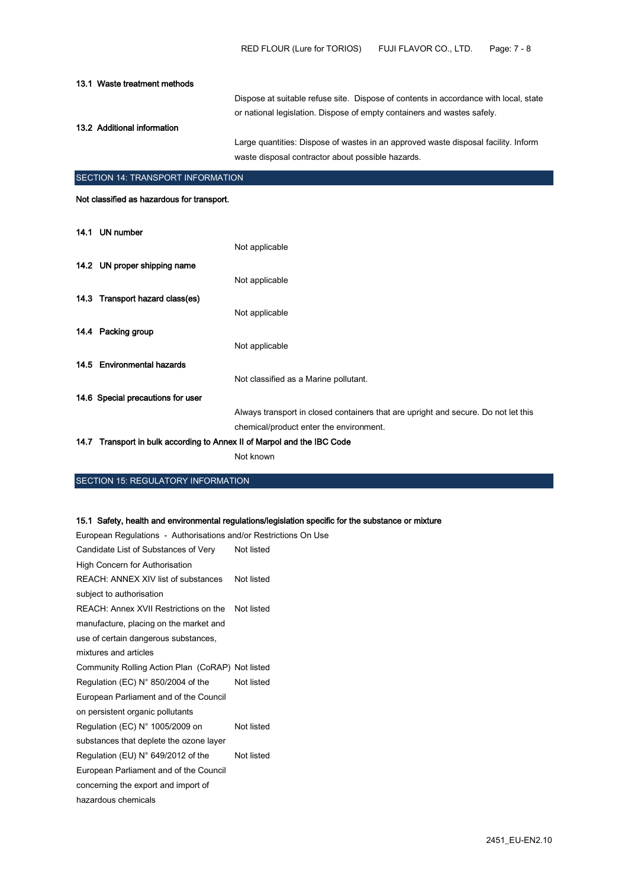### 13.1 Waste treatment methods

Dispose at suitable refuse site. Dispose of contents in accordance with local, state or national legislation. Dispose of empty containers and wastes safely.

### 13.2 Additional information

Large quantities: Dispose of wastes in an approved waste disposal facility. Inform waste disposal contractor about possible hazards.

## SECTION 14: TRANSPORT INFORMATION

**Not classified as hazardous for transport.**

### 14.1 UN number

Not applicable

### 14.2 UN proper shipping name

Not applicable

### 14.3 Transport hazard class(es)

Not applicable

### 14.4 Packing group

Not applicable

### 14.5 Environmental hazards

Not classified as a Marine pollutant.

### 14.6 Special precautions for user

Always transport in closed containers that are upright and secure. Do not let this chemical/product enter the environment.

### 14.7 Transport in bulk according to Annex II of Marpol and the IBC Code

Not known

## SECTION 15: REGULATORY INFORMATION

### 15.1 Safety, health and environmental regulations/legislation specific for the substance or mixture

European Regulations - Authorisations and/or Restrictions On Use

| | |
|---|---|
| Candidate List of Substances of Very High Concern for Authorisation | Not listed |
| REACH: ANNEX XIV list of substances subject to authorisation | Not listed |
| REACH: Annex XVII Restrictions on the manufacture, placing on the market and use of certain dangerous substances, mixtures and articles | Not listed |
| Community Rolling Action Plan (CoRAP) | Not listed |
| Regulation (EC) N° 850/2004 of the European Parliament and of the Council on persistent organic pollutants | Not listed |
| Regulation (EC) N° 1005/2009 on substances that deplete the ozone layer | Not listed |
| Regulation (EU) N° 649/2012 of the European Parliament and of the Council concerning the export and import of hazardous chemicals | Not listed |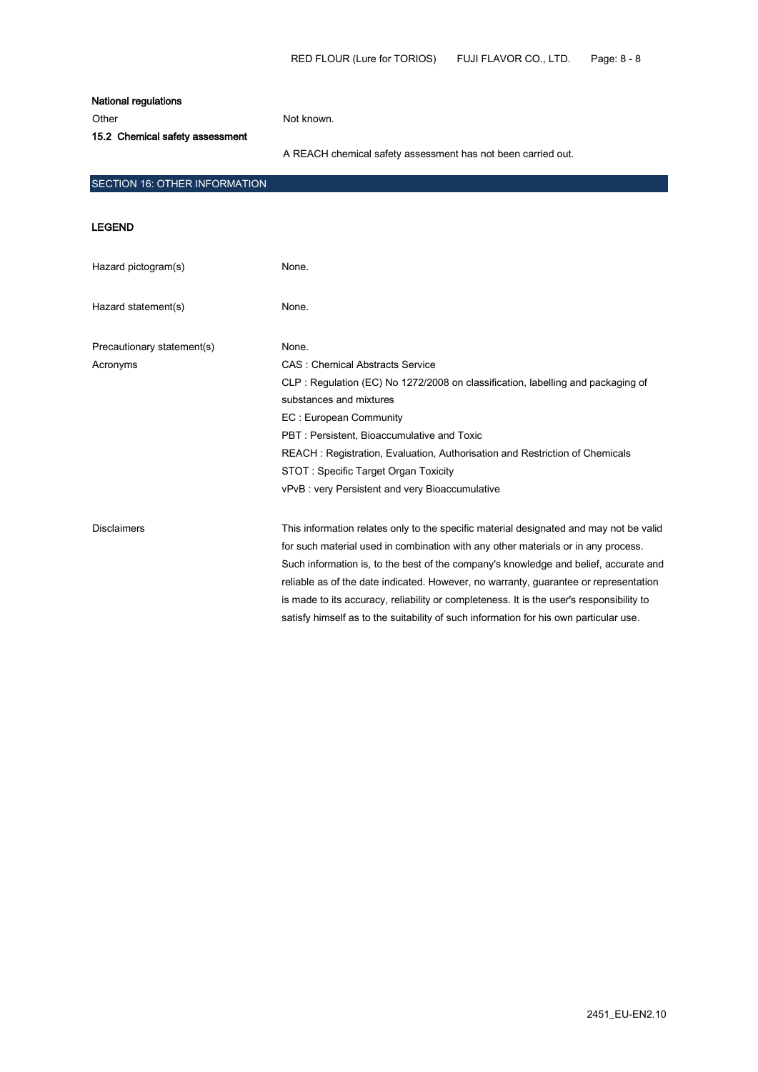**National regulations**

Other: Not known.

**15.2 Chemical safety assessment**

A REACH chemical safety assessment has not been carried out.

## SECTION 16: OTHER INFORMATION

**LEGEND**

| | |
|---|---|
| Hazard pictogram(s) | None. |
| Hazard statement(s) | None. |
| Precautionary statement(s) | None. |
| Acronyms | CAS : Chemical Abstracts Service<br>CLP : Regulation (EC) No 1272/2008 on classification, labelling and packaging of substances and mixtures<br>EC : European Community<br>PBT : Persistent, Bioaccumulative and Toxic<br>REACH : Registration, Evaluation, Authorisation and Restriction of Chemicals<br>STOT : Specific Target Organ Toxicity<br>vPvB : very Persistent and very Bioaccumulative |
| Disclaimers | This information relates only to the specific material designated and may not be valid for such material used in combination with any other materials or in any process. Such information is, to the best of the company's knowledge and belief, accurate and reliable as of the date indicated. However, no warranty, guarantee or representation is made to its accuracy, reliability or completeness. It is the user's responsibility to satisfy himself as to the suitability of such information for his own particular use. |

2451_EU-EN2.10